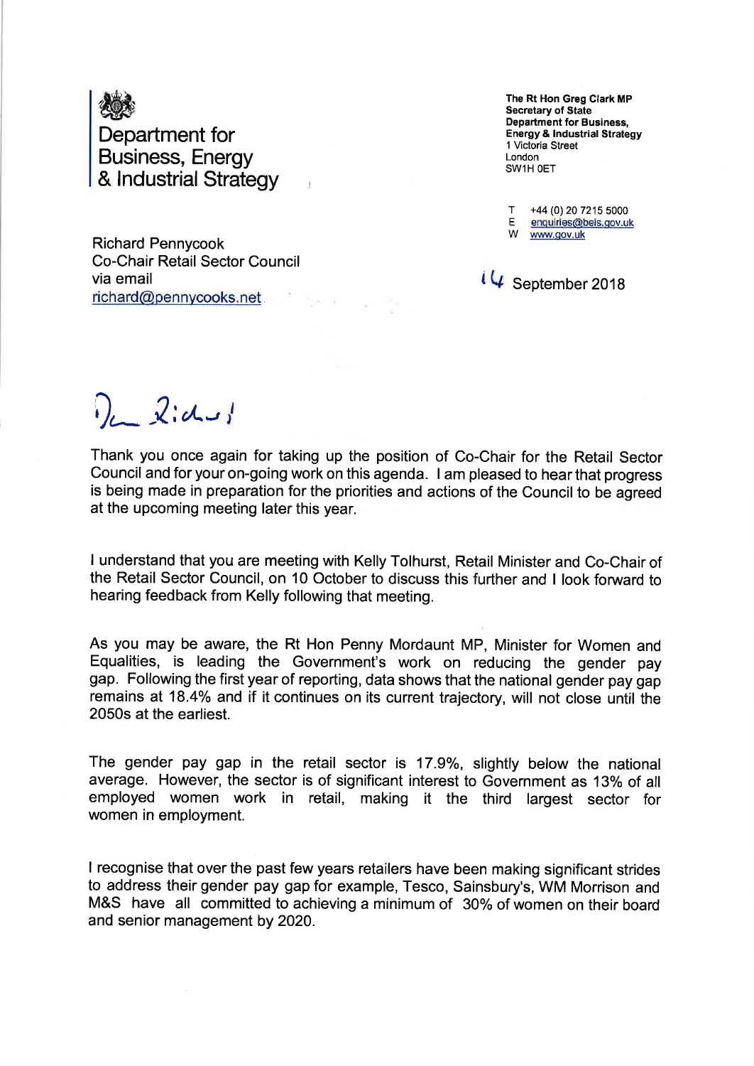Department for Business, Energy & Industrial Strategy

**The Rt Hon Greg Clark MP**
**Secretary of State**
**Department for Business, Energy & Industrial Strategy**
1 Victoria Street
London
SW1H 0ET

T +44 (0) 20 7215 5000
E enquiries@beis.gov.uk
W www.gov.uk

Richard Pennycook
Co-Chair Retail Sector Council
via email
richard@pennycooks.net

14 September 2018

Dear Richard,

Thank you once again for taking up the position of Co-Chair for the Retail Sector Council and for your on-going work on this agenda. I am pleased to hear that progress is being made in preparation for the priorities and actions of the Council to be agreed at the upcoming meeting later this year.

I understand that you are meeting with Kelly Tolhurst, Retail Minister and Co-Chair of the Retail Sector Council, on 10 October to discuss this further and I look forward to hearing feedback from Kelly following that meeting.

As you may be aware, the Rt Hon Penny Mordaunt MP, Minister for Women and Equalities, is leading the Government's work on reducing the gender pay gap. Following the first year of reporting, data shows that the national gender pay gap remains at 18.4% and if it continues on its current trajectory, will not close until the 2050s at the earliest.

The gender pay gap in the retail sector is 17.9%, slightly below the national average. However, the sector is of significant interest to Government as 13% of all employed women work in retail, making it the third largest sector for women in employment.

I recognise that over the past few years retailers have been making significant strides to address their gender pay gap for example, Tesco, Sainsbury's, WM Morrison and M&S have all committed to achieving a minimum of 30% of women on their board and senior management by 2020.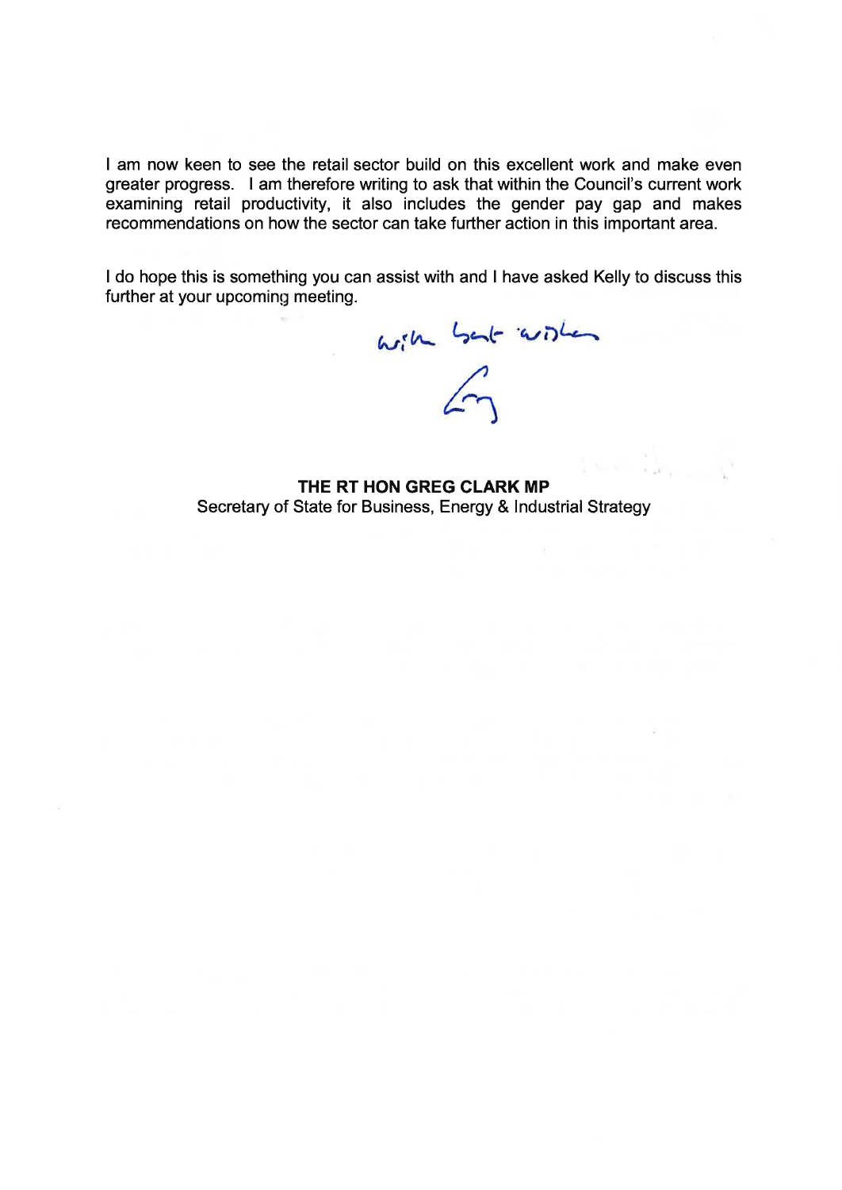I am now keen to see the retail sector build on this excellent work and make even greater progress. I am therefore writing to ask that within the Council's current work examining retail productivity, it also includes the gender pay gap and makes recommendations on how the sector can take further action in this important area.

I do hope this is something you can assist with and I have asked Kelly to discuss this further at your upcoming meeting.

With best wishes

**THE RT HON GREG CLARK MP**
Secretary of State for Business, Energy & Industrial Strategy